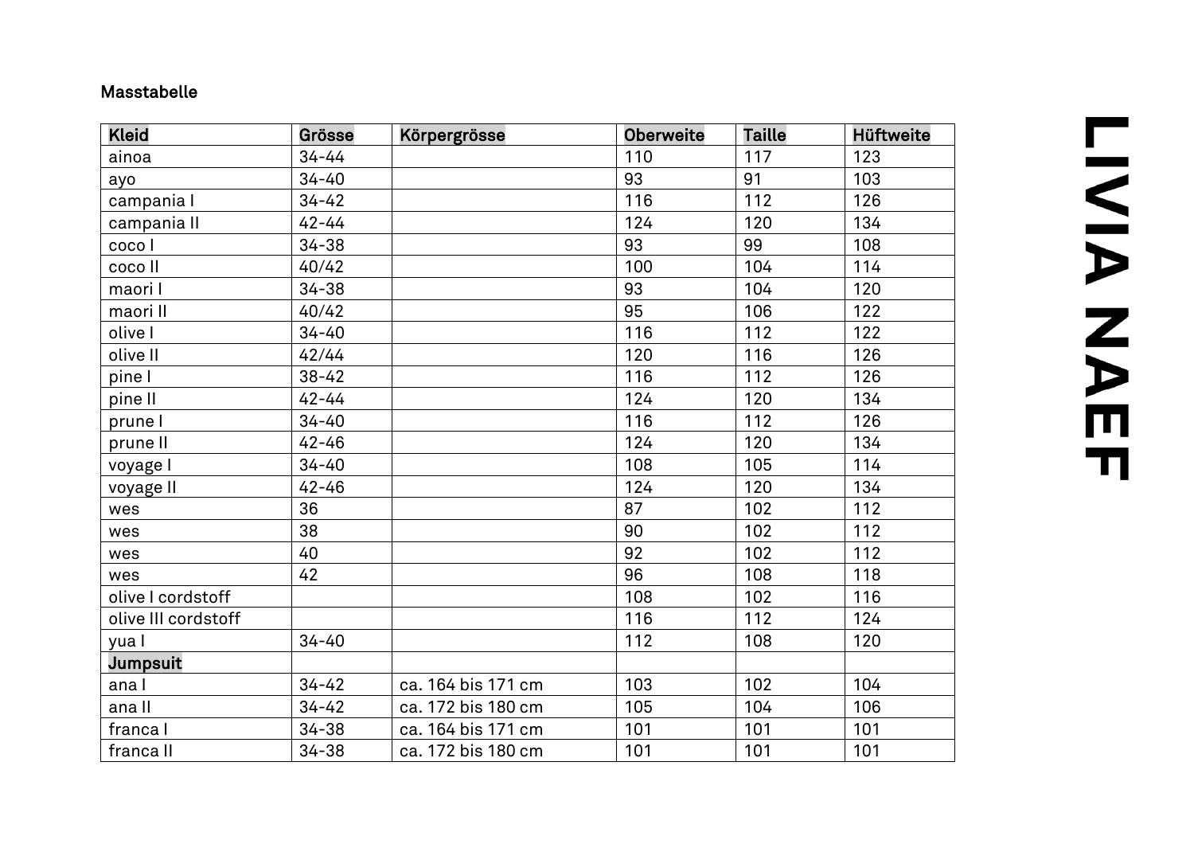Masstabelle

| Kleid | Grösse | Körpergrösse | Oberweite | Taille | Hüftweite |
|---|---|---|---|---|---|
| ainoa | 34-44 | | 110 | 117 | 123 |
| ayo | 34-40 | | 93 | 91 | 103 |
| campania I | 34-42 | | 116 | 112 | 126 |
| campania II | 42-44 | | 124 | 120 | 134 |
| coco I | 34-38 | | 93 | 99 | 108 |
| coco II | 40/42 | | 100 | 104 | 114 |
| maori I | 34-38 | | 93 | 104 | 120 |
| maori II | 40/42 | | 95 | 106 | 122 |
| olive I | 34-40 | | 116 | 112 | 122 |
| olive II | 42/44 | | 120 | 116 | 126 |
| pine I | 38-42 | | 116 | 112 | 126 |
| pine II | 42-44 | | 124 | 120 | 134 |
| prune I | 34-40 | | 116 | 112 | 126 |
| prune II | 42-46 | | 124 | 120 | 134 |
| voyage I | 34-40 | | 108 | 105 | 114 |
| voyage II | 42-46 | | 124 | 120 | 134 |
| wes | 36 | | 87 | 102 | 112 |
| wes | 38 | | 90 | 102 | 112 |
| wes | 40 | | 92 | 102 | 112 |
| wes | 42 | | 96 | 108 | 118 |
| olive I cordstoff | | | 108 | 102 | 116 |
| olive III cordstoff | | | 116 | 112 | 124 |
| yua I | 34-40 | | 112 | 108 | 120 |
| **Jumpsuit** | | | | | |
| ana I | 34-42 | ca. 164 bis 171 cm | 103 | 102 | 104 |
| ana II | 34-42 | ca. 172 bis 180 cm | 105 | 104 | 106 |
| franca I | 34-38 | ca. 164 bis 171 cm | 101 | 101 | 101 |
| franca II | 34-38 | ca. 172 bis 180 cm | 101 | 101 | 101 |

LIVIA NAEF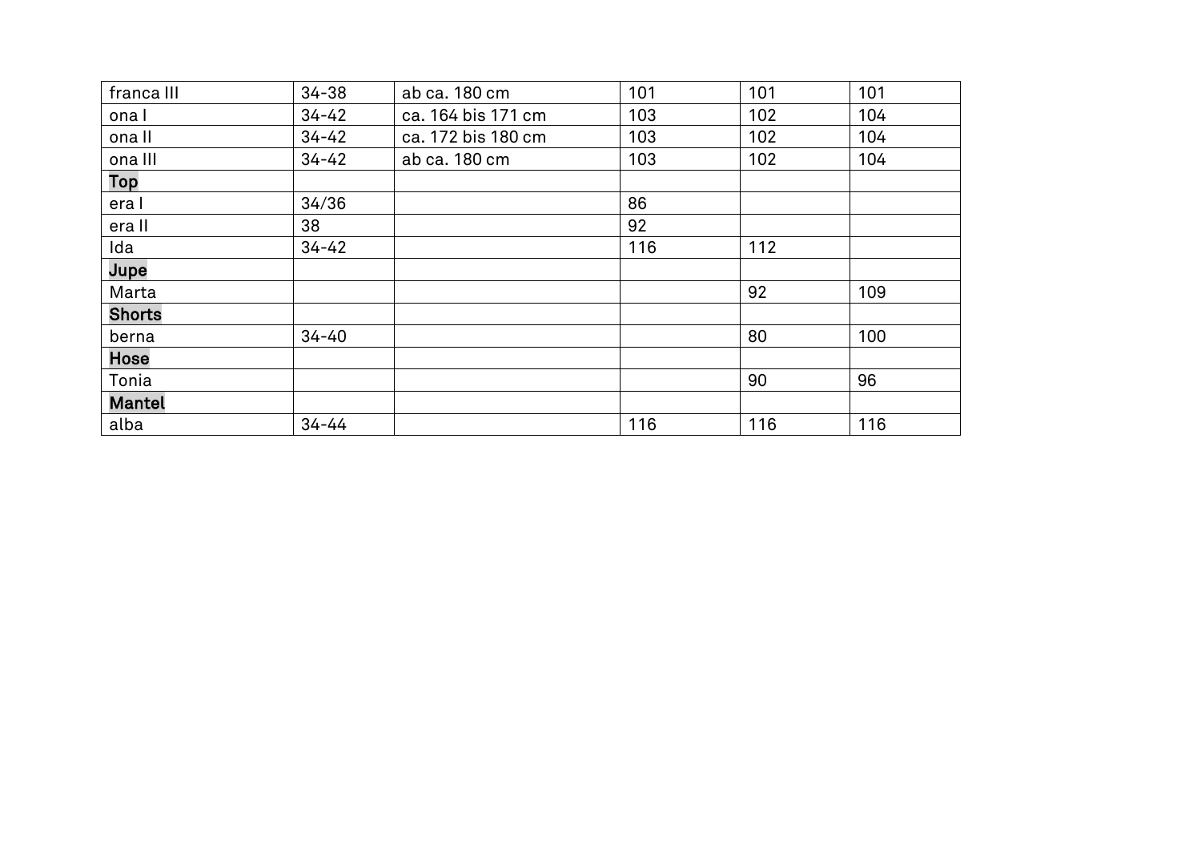| | | | | | |
|---|---|---|---|---|---|
| franca III | 34-38 | ab ca. 180 cm | 101 | 101 | 101 |
| ona I | 34-42 | ca. 164 bis 171 cm | 103 | 102 | 104 |
| ona II | 34-42 | ca. 172 bis 180 cm | 103 | 102 | 104 |
| ona III | 34-42 | ab ca. 180 cm | 103 | 102 | 104 |
| **Top** | | | | | |
| era I | 34/36 | | 86 | | |
| era II | 38 | | 92 | | |
| Ida | 34-42 | | 116 | 112 | |
| **Jupe** | | | | | |
| Marta | | | | 92 | 109 |
| **Shorts** | | | | | |
| berna | 34-40 | | | 80 | 100 |
| **Hose** | | | | | |
| Tonia | | | | 90 | 96 |
| **Mantel** | | | | | |
| alba | 34-44 | | 116 | 116 | 116 |